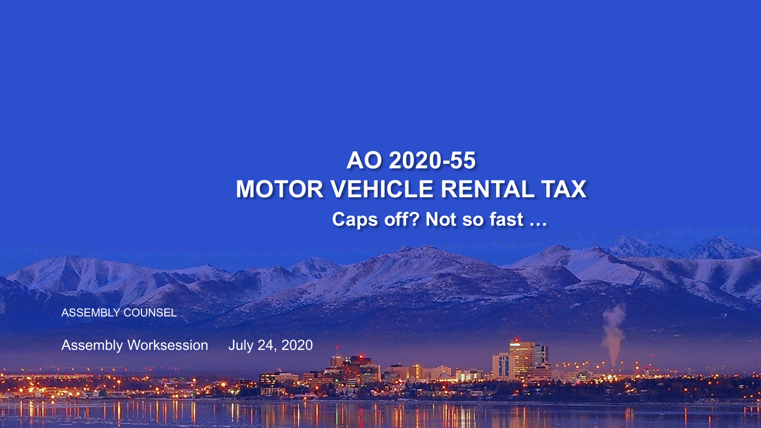# AO 2020-55
# MOTOR VEHICLE RENTAL TAX

## Caps off? Not so fast …

ASSEMBLY COUNSEL

Assembly Worksession July 24, 2020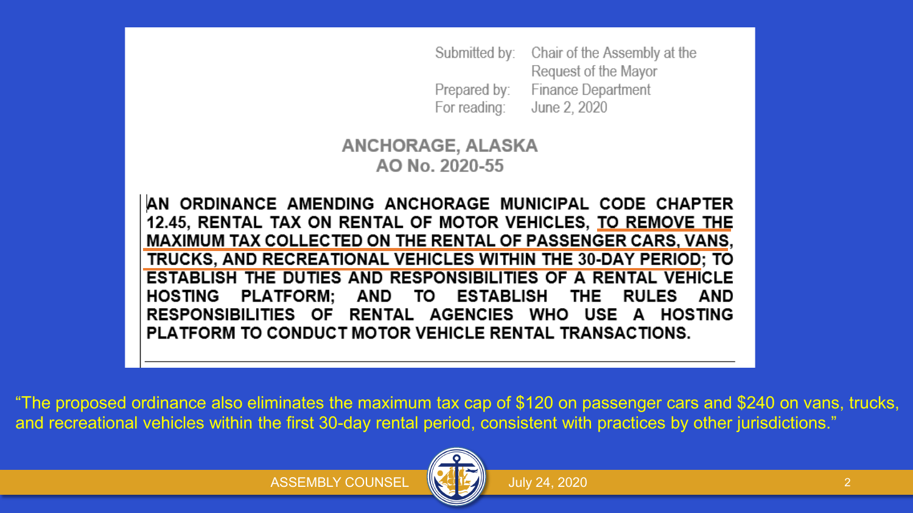Submitted by: Chair of the Assembly at the Request of the Mayor
Prepared by: Finance Department
For reading: June 2, 2020

## ANCHORAGE, ALASKA
## AO No. 2020-55

**AN ORDINANCE AMENDING ANCHORAGE MUNICIPAL CODE CHAPTER 12.45, RENTAL TAX ON RENTAL OF MOTOR VEHICLES, TO REMOVE THE MAXIMUM TAX COLLECTED ON THE RENTAL OF PASSENGER CARS, VANS, TRUCKS, AND RECREATIONAL VEHICLES WITHIN THE 30-DAY PERIOD; TO ESTABLISH THE DUTIES AND RESPONSIBILITIES OF A RENTAL VEHICLE HOSTING PLATFORM; AND TO ESTABLISH THE RULES AND RESPONSIBILITIES OF RENTAL AGENCIES WHO USE A HOSTING PLATFORM TO CONDUCT MOTOR VEHICLE RENTAL TRANSACTIONS.**

"The proposed ordinance also eliminates the maximum tax cap of $120 on passenger cars and $240 on vans, trucks, and recreational vehicles within the first 30-day rental period, consistent with practices by other jurisdictions."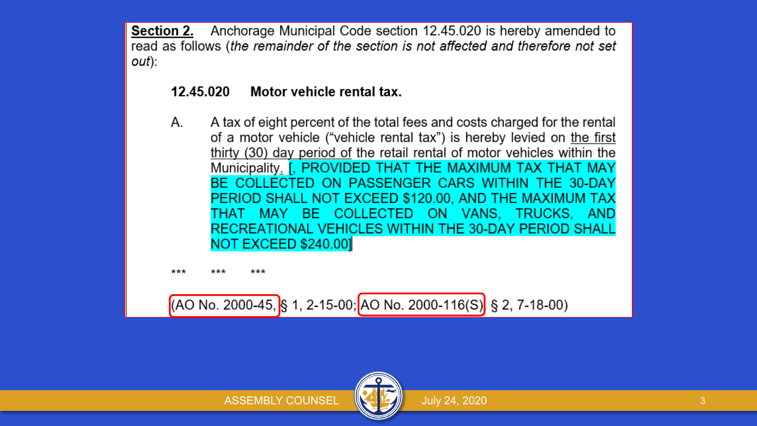**Section 2.** Anchorage Municipal Code section 12.45.020 is hereby amended to read as follows (*the remainder of the section is not affected and therefore not set out*):

**12.45.020 Motor vehicle rental tax.**

A. A tax of eight percent of the total fees and costs charged for the rental of a motor vehicle ("vehicle rental tax") is hereby levied on <u>the first thirty (30) day period of</u> the retail rental of motor vehicles within the Municipality<u>.</u> [, PROVIDED THAT THE MAXIMUM TAX THAT MAY BE COLLECTED ON PASSENGER CARS WITHIN THE 30-DAY PERIOD SHALL NOT EXCEED $120.00, AND THE MAXIMUM TAX THAT MAY BE COLLECTED ON VANS, TRUCKS, AND RECREATIONAL VEHICLES WITHIN THE 30-DAY PERIOD SHALL NOT EXCEED $240.00]

\*\*\* \*\*\* \*\*\*

(AO No. 2000-45, § 1, 2-15-00; AO No. 2000-116(S), § 2, 7-18-00)

ASSEMBLY COUNSEL

July 24, 2020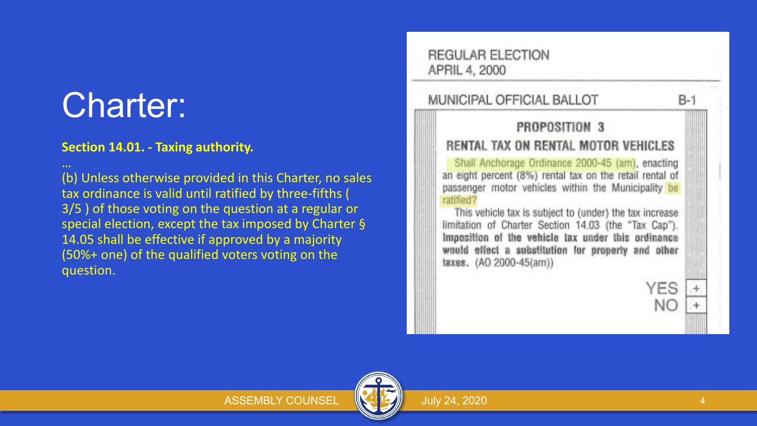# Charter:

**Section 14.01. - Taxing authority.**

…

(b) Unless otherwise provided in this Charter, no sales tax ordinance is valid until ratified by three-fifths ( 3/5 ) of those voting on the question at a regular or special election, except the tax imposed by Charter § 14.05 shall be effective if approved by a majority (50%+ one) of the qualified voters voting on the question.

REGULAR ELECTION
APRIL 4, 2000

MUNICIPAL OFFICIAL BALLOT B-1

**PROPOSITION 3**

**RENTAL TAX ON RENTAL MOTOR VEHICLES**

Shall Anchorage Ordinance 2000-45 (am), enacting an eight percent (8%) rental tax on the retail rental of passenger motor vehicles within the Municipality be ratified?

This vehicle tax is subject to (under) the tax increase limitation of Charter Section 14.03 (the "Tax Cap"). **Imposition of the vehicle tax under this ordinance would effect a substitution for property and other taxes.** (AO 2000-45(am))

YES +
NO +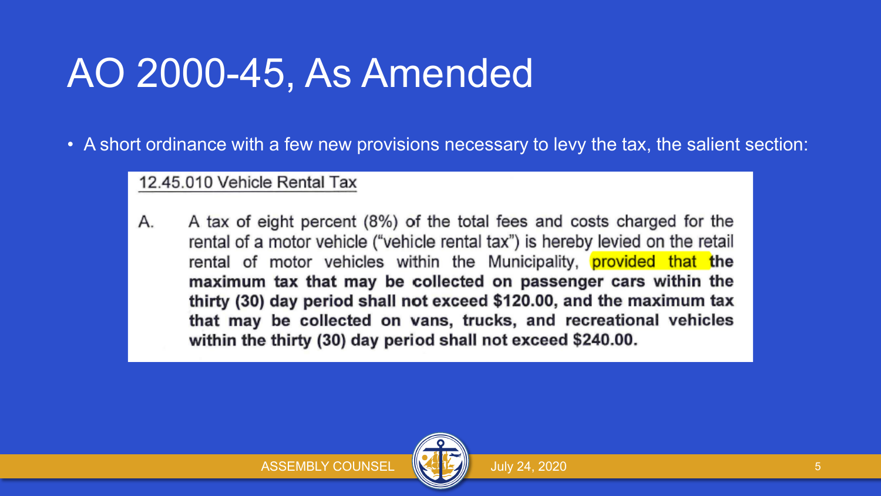# AO 2000-45, As Amended

- A short ordinance with a few new provisions necessary to levy the tax, the salient section:

12.45.010 Vehicle Rental Tax

A. A tax of eight percent (8%) of the total fees and costs charged for the rental of a motor vehicle ("vehicle rental tax") is hereby levied on the retail rental of motor vehicles within the Municipality, provided that **the maximum tax that may be collected on passenger cars within the thirty (30) day period shall not exceed $120.00, and the maximum tax that may be collected on vans, trucks, and recreational vehicles within the thirty (30) day period shall not exceed $240.00.**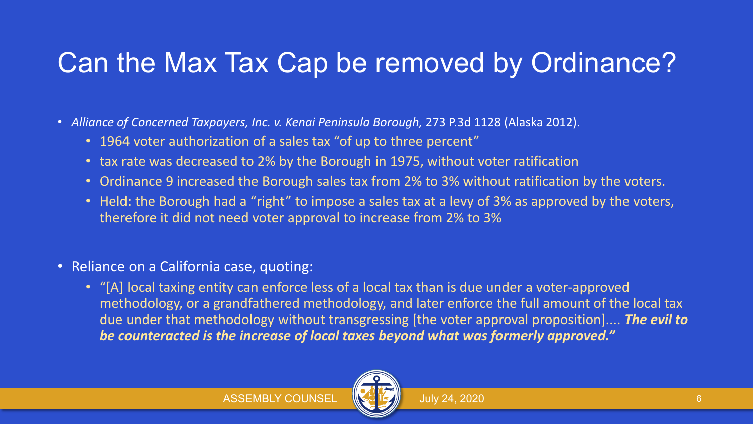# Can the Max Tax Cap be removed by Ordinance?

- *Alliance of Concerned Taxpayers, Inc. v. Kenai Peninsula Borough,* 273 P.3d 1128 (Alaska 2012).
  - 1964 voter authorization of a sales tax "of up to three percent"
  - tax rate was decreased to 2% by the Borough in 1975, without voter ratification
  - Ordinance 9 increased the Borough sales tax from 2% to 3% without ratification by the voters.
  - Held: the Borough had a "right" to impose a sales tax at a levy of 3% as approved by the voters, therefore it did not need voter approval to increase from 2% to 3%

- Reliance on a California case, quoting:
  - "[A] local taxing entity can enforce less of a local tax than is due under a voter-approved methodology, or a grandfathered methodology, and later enforce the full amount of the local tax due under that methodology without transgressing [the voter approval proposition].... ***The evil to be counteracted is the increase of local taxes beyond what was formerly approved."***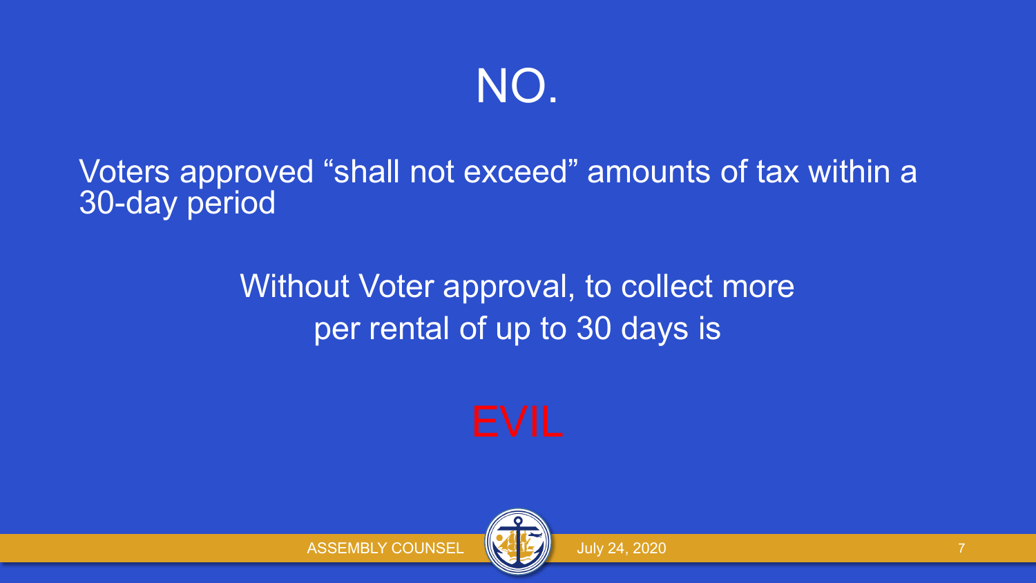# NO.

Voters approved “shall not exceed” amounts of tax within a 30-day period

Without Voter approval, to collect more per rental of up to 30 days is

EVIL